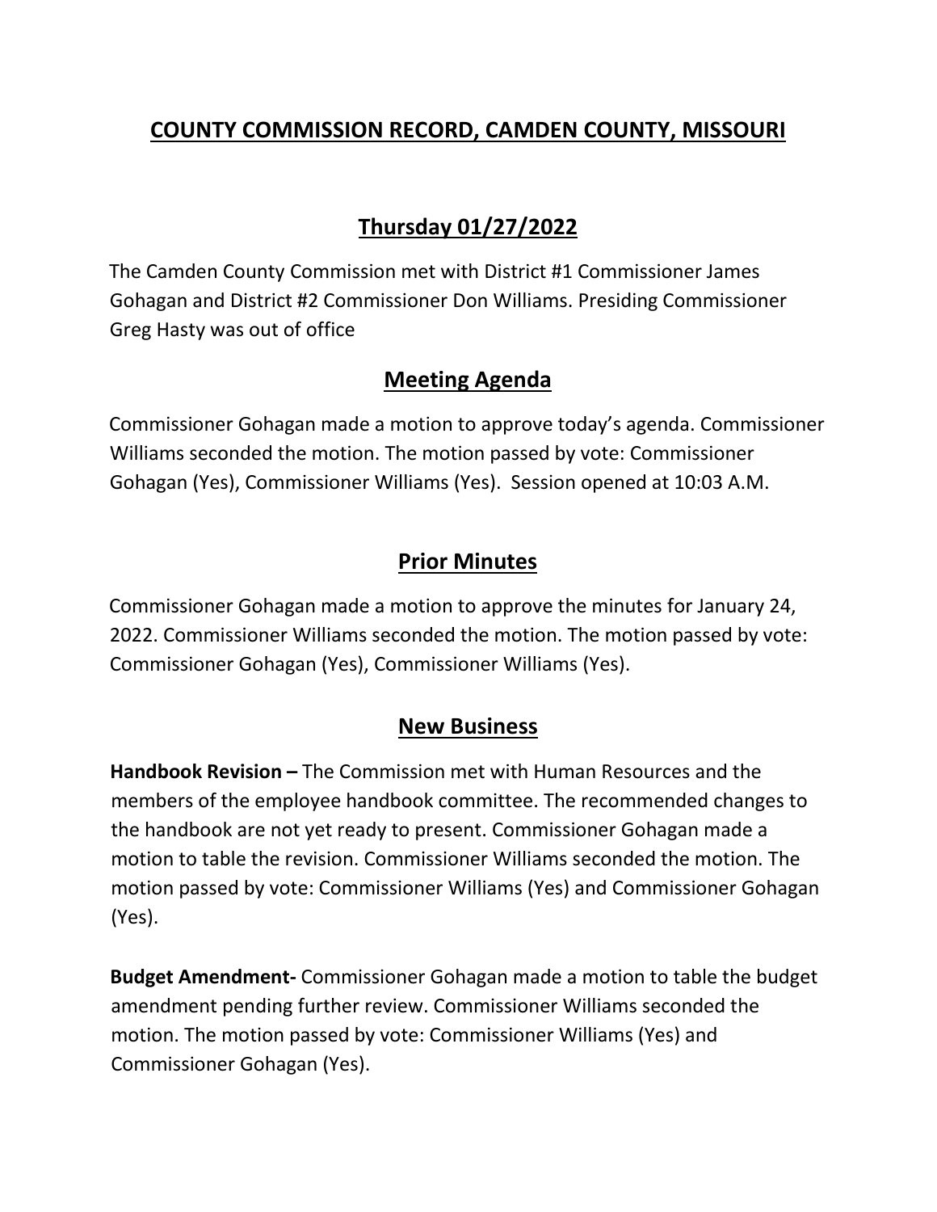# COUNTY COMMISSION RECORD, CAMDEN COUNTY, MISSOURI

## Thursday 01/27/2022

The Camden County Commission met with District #1 Commissioner James Gohagan and District #2 Commissioner Don Williams. Presiding Commissioner Greg Hasty was out of office

## Meeting Agenda

Commissioner Gohagan made a motion to approve today's agenda. Commissioner Williams seconded the motion. The motion passed by vote: Commissioner Gohagan (Yes), Commissioner Williams (Yes). Session opened at 10:03 A.M.

## Prior Minutes

Commissioner Gohagan made a motion to approve the minutes for January 24, 2022. Commissioner Williams seconded the motion. The motion passed by vote: Commissioner Gohagan (Yes), Commissioner Williams (Yes).

## New Business

**Handbook Revision –** The Commission met with Human Resources and the members of the employee handbook committee. The recommended changes to the handbook are not yet ready to present. Commissioner Gohagan made a motion to table the revision. Commissioner Williams seconded the motion. The motion passed by vote: Commissioner Williams (Yes) and Commissioner Gohagan (Yes).

**Budget Amendment-** Commissioner Gohagan made a motion to table the budget amendment pending further review. Commissioner Williams seconded the motion. The motion passed by vote: Commissioner Williams (Yes) and Commissioner Gohagan (Yes).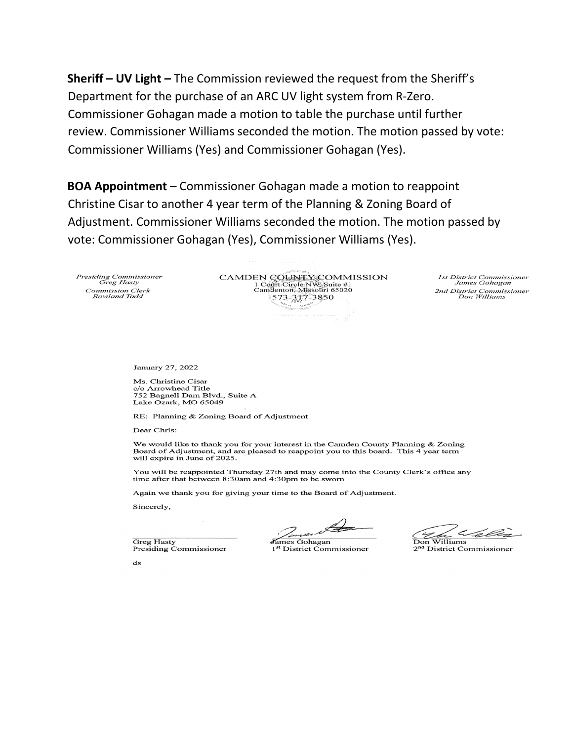**Sheriff – UV Light –** The Commission reviewed the request from the Sheriff's Department for the purchase of an ARC UV light system from R-Zero. Commissioner Gohagan made a motion to table the purchase until further review. Commissioner Williams seconded the motion. The motion passed by vote: Commissioner Williams (Yes) and Commissioner Gohagan (Yes).

**BOA Appointment –** Commissioner Gohagan made a motion to reappoint Christine Cisar to another 4 year term of the Planning & Zoning Board of Adjustment. Commissioner Williams seconded the motion. The motion passed by vote: Commissioner Gohagan (Yes), Commissioner Williams (Yes).

*Presiding Commissioner*
*Greg Hasty*
*Commission Clerk*
*Rowland Todd*

CAMDEN COUNTY COMMISSION
1 Court Circle NW, Suite #1
Camdenton, Missouri 65020
573-317-3850

*1st District Commissioner*
*James Gohagan*
*2nd District Commissioner*
*Don Williams*

January 27, 2022

Ms. Christine Cisar
c/o Arrowhead Title
752 Bagnell Dam Blvd., Suite A
Lake Ozark, MO 65049

RE: Planning & Zoning Board of Adjustment

Dear Chris:

We would like to thank you for your interest in the Camden County Planning & Zoning Board of Adjustment, and are pleased to reappoint you to this board. This 4 year term will expire in June of 2025.

You will be reappointed Thursday 27th and may come into the County Clerk's office any time after that between 8:30am and 4:30pm to be sworn

Again we thank you for giving your time to the Board of Adjustment.

Sincerely,

| | | |
|---|---|---|
| Greg Hasty | James Gohagan | Don Williams |
| Presiding Commissioner | 1st District Commissioner | 2nd District Commissioner |

ds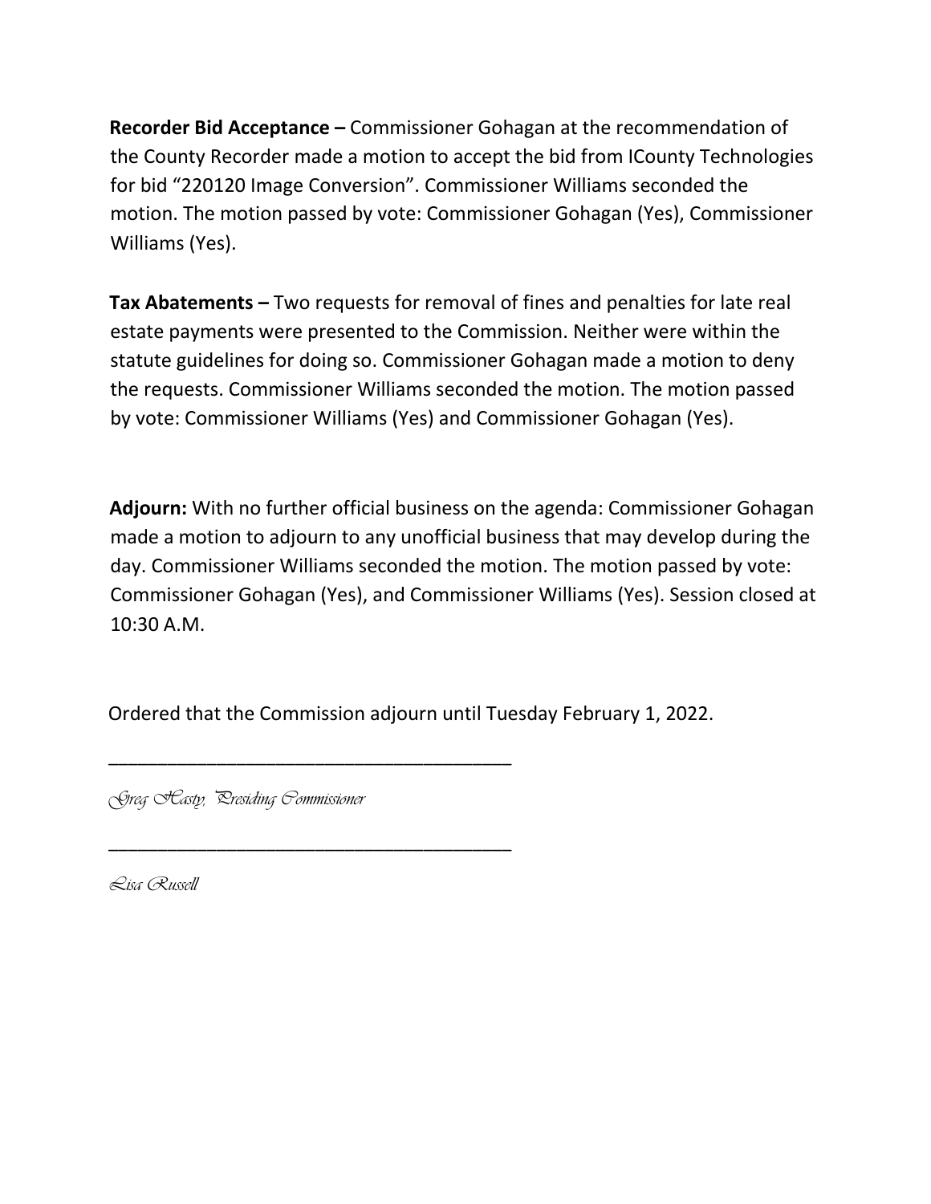**Recorder Bid Acceptance –** Commissioner Gohagan at the recommendation of the County Recorder made a motion to accept the bid from ICounty Technologies for bid "220120 Image Conversion". Commissioner Williams seconded the motion. The motion passed by vote: Commissioner Gohagan (Yes), Commissioner Williams (Yes).

**Tax Abatements –** Two requests for removal of fines and penalties for late real estate payments were presented to the Commission. Neither were within the statute guidelines for doing so. Commissioner Gohagan made a motion to deny the requests. Commissioner Williams seconded the motion. The motion passed by vote: Commissioner Williams (Yes) and Commissioner Gohagan (Yes).

**Adjourn:** With no further official business on the agenda: Commissioner Gohagan made a motion to adjourn to any unofficial business that may develop during the day. Commissioner Williams seconded the motion. The motion passed by vote: Commissioner Gohagan (Yes), and Commissioner Williams (Yes). Session closed at 10:30 A.M.

Ordered that the Commission adjourn until Tuesday February 1, 2022.

\_\_\_\_\_\_\_\_\_\_\_\_\_\_\_\_\_\_\_\_\_\_\_\_\_\_\_\_\_\_\_\_\_\_\_\_\_\_\_\_

*Greg Hasty, Presiding Commissioner*

\_\_\_\_\_\_\_\_\_\_\_\_\_\_\_\_\_\_\_\_\_\_\_\_\_\_\_\_\_\_\_\_\_\_\_\_\_\_\_\_

*Lisa Russell*